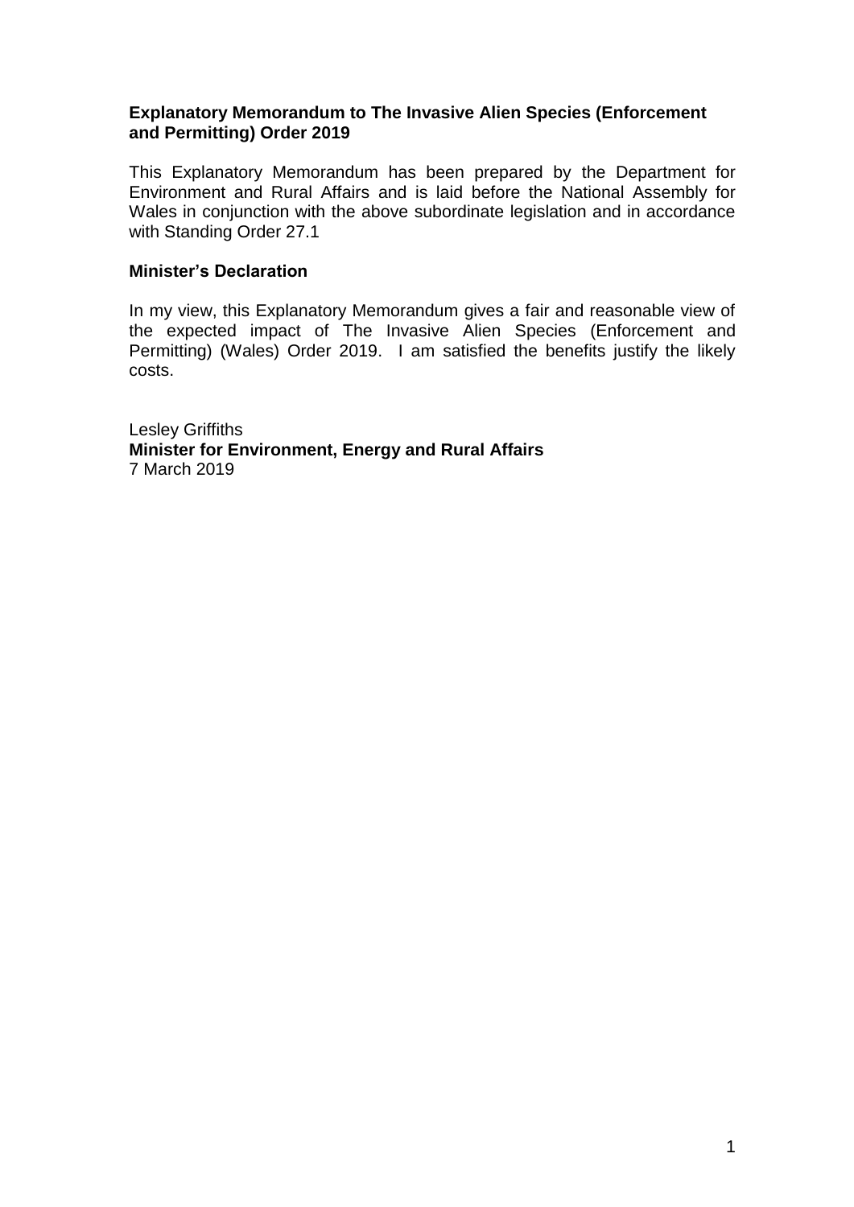**Explanatory Memorandum to The Invasive Alien Species (Enforcement and Permitting) Order 2019**

This Explanatory Memorandum has been prepared by the Department for Environment and Rural Affairs and is laid before the National Assembly for Wales in conjunction with the above subordinate legislation and in accordance with Standing Order 27.1

**Minister's Declaration**

In my view, this Explanatory Memorandum gives a fair and reasonable view of the expected impact of The Invasive Alien Species (Enforcement and Permitting) (Wales) Order 2019. I am satisfied the benefits justify the likely costs.

Lesley Griffiths
**Minister for Environment, Energy and Rural Affairs**
7 March 2019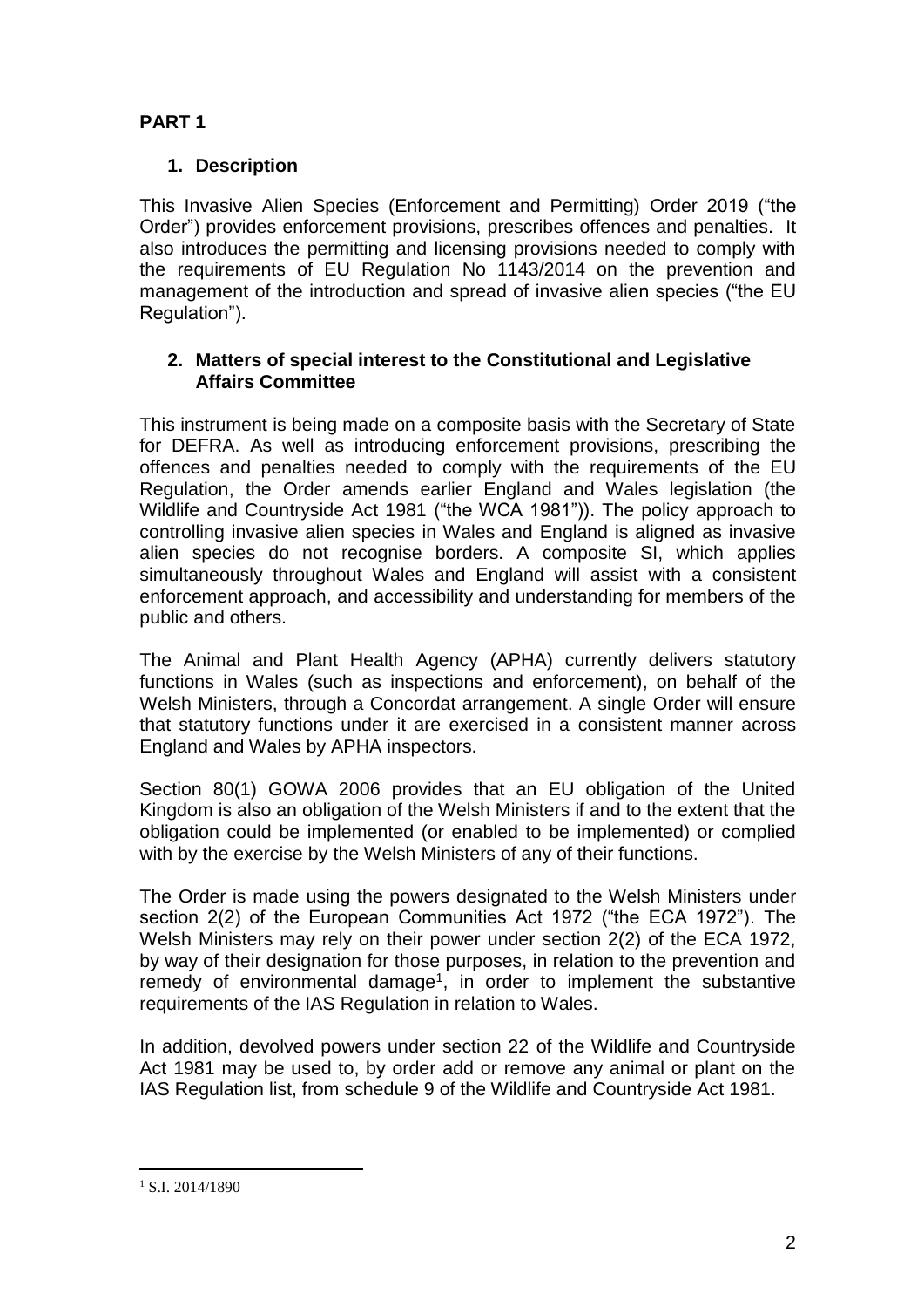## PART 1

### 1. Description

This Invasive Alien Species (Enforcement and Permitting) Order 2019 ("the Order") provides enforcement provisions, prescribes offences and penalties. It also introduces the permitting and licensing provisions needed to comply with the requirements of EU Regulation No 1143/2014 on the prevention and management of the introduction and spread of invasive alien species ("the EU Regulation").

### 2. Matters of special interest to the Constitutional and Legislative Affairs Committee

This instrument is being made on a composite basis with the Secretary of State for DEFRA. As well as introducing enforcement provisions, prescribing the offences and penalties needed to comply with the requirements of the EU Regulation, the Order amends earlier England and Wales legislation (the Wildlife and Countryside Act 1981 ("the WCA 1981")). The policy approach to controlling invasive alien species in Wales and England is aligned as invasive alien species do not recognise borders. A composite SI, which applies simultaneously throughout Wales and England will assist with a consistent enforcement approach, and accessibility and understanding for members of the public and others.

The Animal and Plant Health Agency (APHA) currently delivers statutory functions in Wales (such as inspections and enforcement), on behalf of the Welsh Ministers, through a Concordat arrangement. A single Order will ensure that statutory functions under it are exercised in a consistent manner across England and Wales by APHA inspectors.

Section 80(1) GOWA 2006 provides that an EU obligation of the United Kingdom is also an obligation of the Welsh Ministers if and to the extent that the obligation could be implemented (or enabled to be implemented) or complied with by the exercise by the Welsh Ministers of any of their functions.

The Order is made using the powers designated to the Welsh Ministers under section 2(2) of the European Communities Act 1972 ("the ECA 1972"). The Welsh Ministers may rely on their power under section 2(2) of the ECA 1972, by way of their designation for those purposes, in relation to the prevention and remedy of environmental damage[1], in order to implement the substantive requirements of the IAS Regulation in relation to Wales.

In addition, devolved powers under section 22 of the Wildlife and Countryside Act 1981 may be used to, by order add or remove any animal or plant on the IAS Regulation list, from schedule 9 of the Wildlife and Countryside Act 1981.

[1] S.I. 2014/1890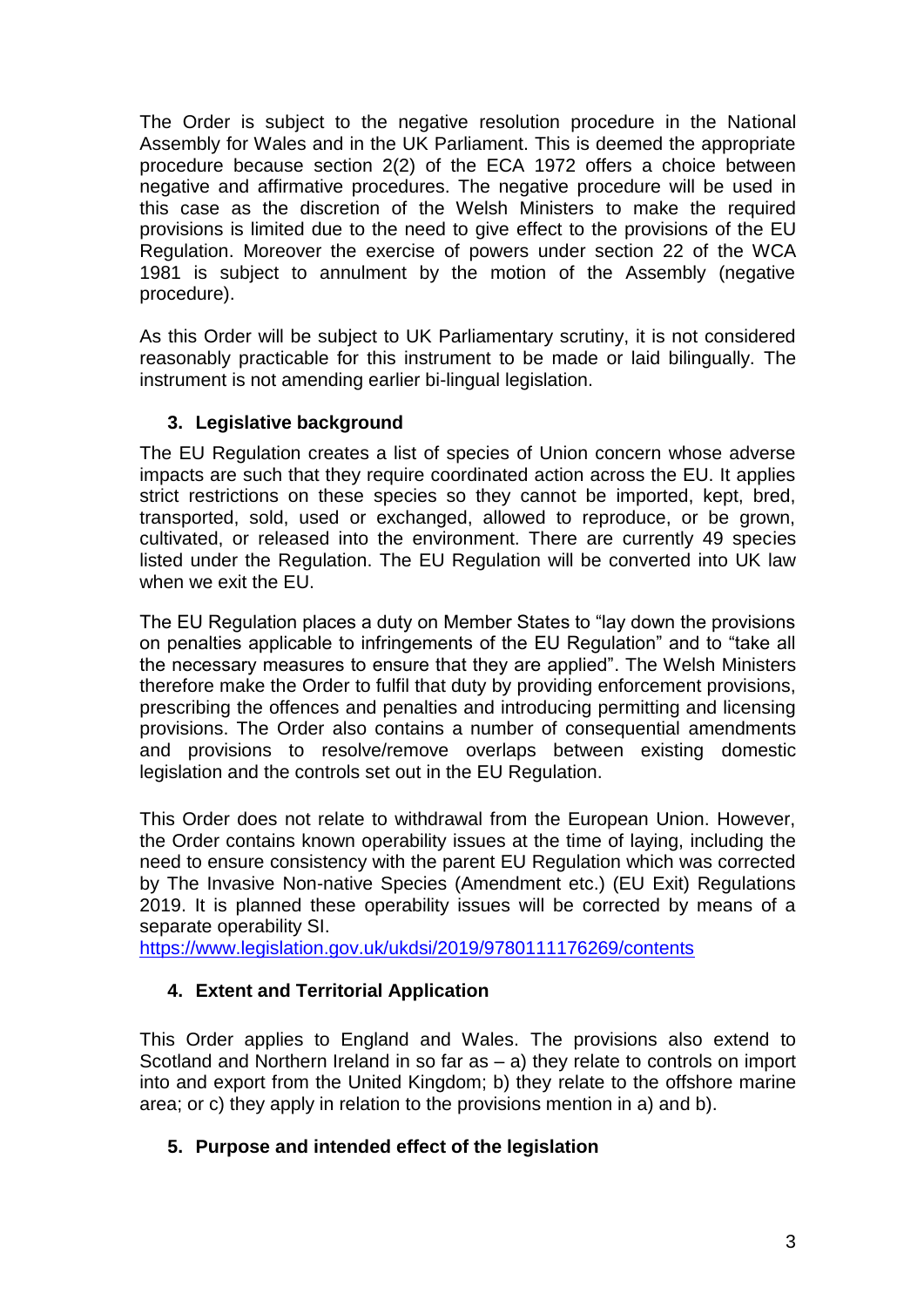The Order is subject to the negative resolution procedure in the National Assembly for Wales and in the UK Parliament. This is deemed the appropriate procedure because section 2(2) of the ECA 1972 offers a choice between negative and affirmative procedures. The negative procedure will be used in this case as the discretion of the Welsh Ministers to make the required provisions is limited due to the need to give effect to the provisions of the EU Regulation. Moreover the exercise of powers under section 22 of the WCA 1981 is subject to annulment by the motion of the Assembly (negative procedure).

As this Order will be subject to UK Parliamentary scrutiny, it is not considered reasonably practicable for this instrument to be made or laid bilingually. The instrument is not amending earlier bi-lingual legislation.

## 3. Legislative background

The EU Regulation creates a list of species of Union concern whose adverse impacts are such that they require coordinated action across the EU. It applies strict restrictions on these species so they cannot be imported, kept, bred, transported, sold, used or exchanged, allowed to reproduce, or be grown, cultivated, or released into the environment. There are currently 49 species listed under the Regulation. The EU Regulation will be converted into UK law when we exit the EU.

The EU Regulation places a duty on Member States to "lay down the provisions on penalties applicable to infringements of the EU Regulation" and to "take all the necessary measures to ensure that they are applied". The Welsh Ministers therefore make the Order to fulfil that duty by providing enforcement provisions, prescribing the offences and penalties and introducing permitting and licensing provisions. The Order also contains a number of consequential amendments and provisions to resolve/remove overlaps between existing domestic legislation and the controls set out in the EU Regulation.

This Order does not relate to withdrawal from the European Union. However, the Order contains known operability issues at the time of laying, including the need to ensure consistency with the parent EU Regulation which was corrected by The Invasive Non-native Species (Amendment etc.) (EU Exit) Regulations 2019. It is planned these operability issues will be corrected by means of a separate operability SI.
https://www.legislation.gov.uk/ukdsi/2019/9780111176269/contents

## 4. Extent and Territorial Application

This Order applies to England and Wales. The provisions also extend to Scotland and Northern Ireland in so far as – a) they relate to controls on import into and export from the United Kingdom; b) they relate to the offshore marine area; or c) they apply in relation to the provisions mention in a) and b).

## 5. Purpose and intended effect of the legislation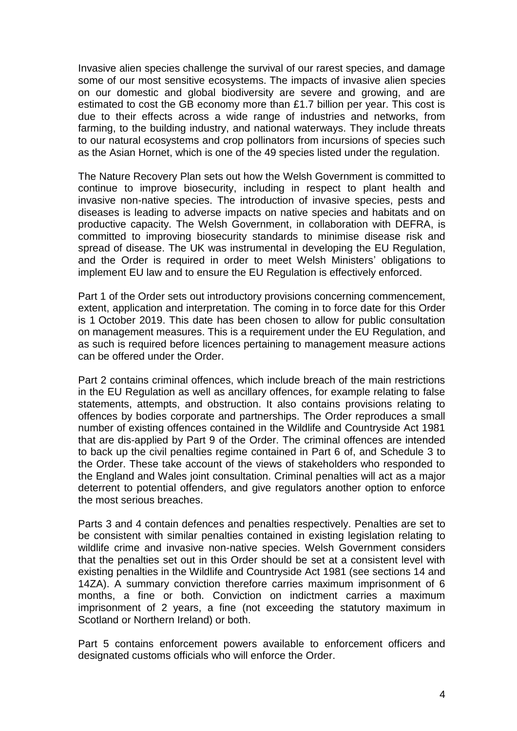Invasive alien species challenge the survival of our rarest species, and damage some of our most sensitive ecosystems. The impacts of invasive alien species on our domestic and global biodiversity are severe and growing, and are estimated to cost the GB economy more than £1.7 billion per year. This cost is due to their effects across a wide range of industries and networks, from farming, to the building industry, and national waterways. They include threats to our natural ecosystems and crop pollinators from incursions of species such as the Asian Hornet, which is one of the 49 species listed under the regulation.

The Nature Recovery Plan sets out how the Welsh Government is committed to continue to improve biosecurity, including in respect to plant health and invasive non-native species. The introduction of invasive species, pests and diseases is leading to adverse impacts on native species and habitats and on productive capacity. The Welsh Government, in collaboration with DEFRA, is committed to improving biosecurity standards to minimise disease risk and spread of disease. The UK was instrumental in developing the EU Regulation, and the Order is required in order to meet Welsh Ministers' obligations to implement EU law and to ensure the EU Regulation is effectively enforced.

Part 1 of the Order sets out introductory provisions concerning commencement, extent, application and interpretation. The coming in to force date for this Order is 1 October 2019. This date has been chosen to allow for public consultation on management measures. This is a requirement under the EU Regulation, and as such is required before licences pertaining to management measure actions can be offered under the Order.

Part 2 contains criminal offences, which include breach of the main restrictions in the EU Regulation as well as ancillary offences, for example relating to false statements, attempts, and obstruction. It also contains provisions relating to offences by bodies corporate and partnerships. The Order reproduces a small number of existing offences contained in the Wildlife and Countryside Act 1981 that are dis-applied by Part 9 of the Order. The criminal offences are intended to back up the civil penalties regime contained in Part 6 of, and Schedule 3 to the Order. These take account of the views of stakeholders who responded to the England and Wales joint consultation. Criminal penalties will act as a major deterrent to potential offenders, and give regulators another option to enforce the most serious breaches.

Parts 3 and 4 contain defences and penalties respectively. Penalties are set to be consistent with similar penalties contained in existing legislation relating to wildlife crime and invasive non-native species. Welsh Government considers that the penalties set out in this Order should be set at a consistent level with existing penalties in the Wildlife and Countryside Act 1981 (see sections 14 and 14ZA). A summary conviction therefore carries maximum imprisonment of 6 months, a fine or both. Conviction on indictment carries a maximum imprisonment of 2 years, a fine (not exceeding the statutory maximum in Scotland or Northern Ireland) or both.

Part 5 contains enforcement powers available to enforcement officers and designated customs officials who will enforce the Order.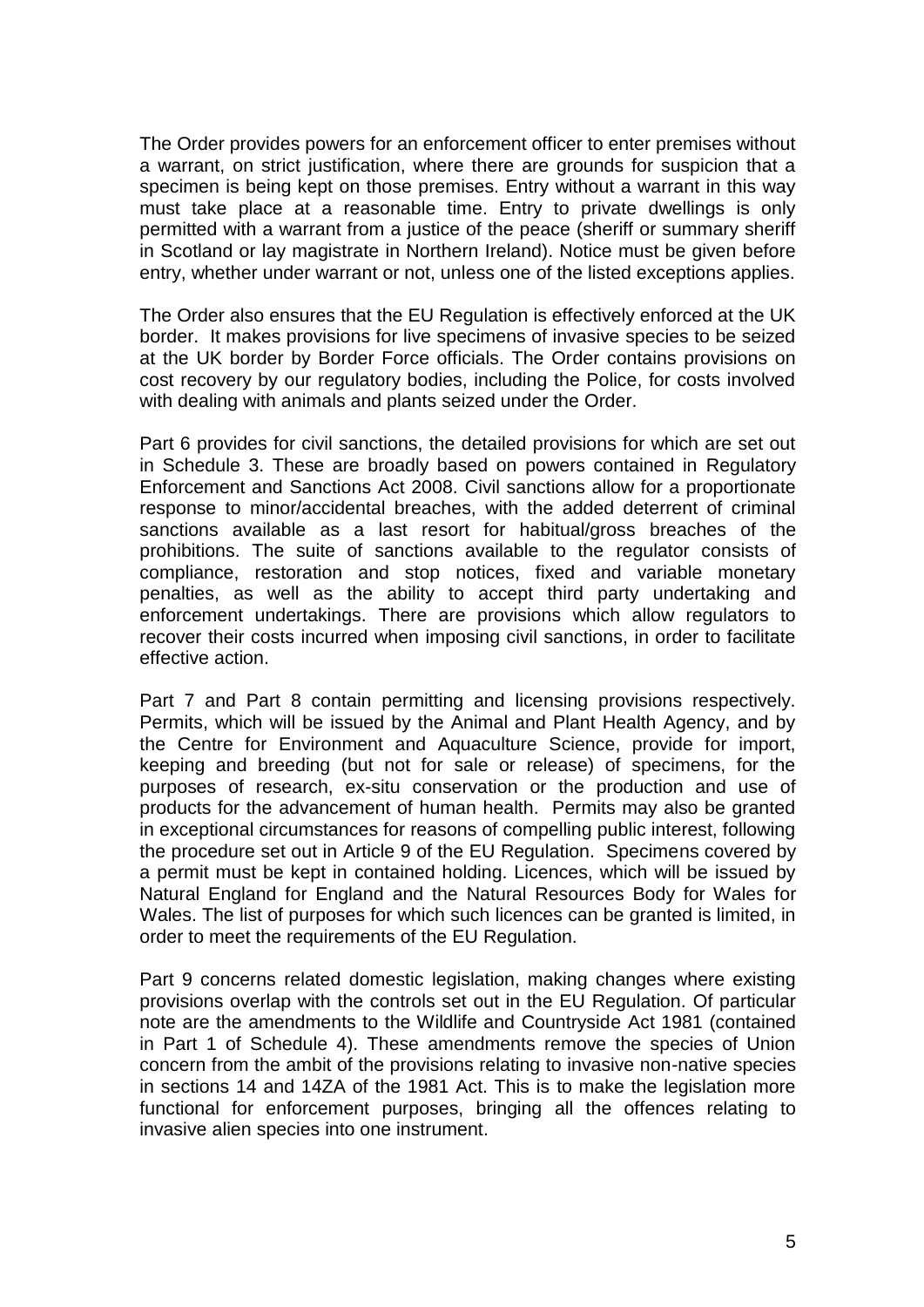The Order provides powers for an enforcement officer to enter premises without a warrant, on strict justification, where there are grounds for suspicion that a specimen is being kept on those premises. Entry without a warrant in this way must take place at a reasonable time. Entry to private dwellings is only permitted with a warrant from a justice of the peace (sheriff or summary sheriff in Scotland or lay magistrate in Northern Ireland). Notice must be given before entry, whether under warrant or not, unless one of the listed exceptions applies.

The Order also ensures that the EU Regulation is effectively enforced at the UK border. It makes provisions for live specimens of invasive species to be seized at the UK border by Border Force officials. The Order contains provisions on cost recovery by our regulatory bodies, including the Police, for costs involved with dealing with animals and plants seized under the Order.

Part 6 provides for civil sanctions, the detailed provisions for which are set out in Schedule 3. These are broadly based on powers contained in Regulatory Enforcement and Sanctions Act 2008. Civil sanctions allow for a proportionate response to minor/accidental breaches, with the added deterrent of criminal sanctions available as a last resort for habitual/gross breaches of the prohibitions. The suite of sanctions available to the regulator consists of compliance, restoration and stop notices, fixed and variable monetary penalties, as well as the ability to accept third party undertaking and enforcement undertakings. There are provisions which allow regulators to recover their costs incurred when imposing civil sanctions, in order to facilitate effective action.

Part 7 and Part 8 contain permitting and licensing provisions respectively. Permits, which will be issued by the Animal and Plant Health Agency, and by the Centre for Environment and Aquaculture Science, provide for import, keeping and breeding (but not for sale or release) of specimens, for the purposes of research, ex-situ conservation or the production and use of products for the advancement of human health. Permits may also be granted in exceptional circumstances for reasons of compelling public interest, following the procedure set out in Article 9 of the EU Regulation. Specimens covered by a permit must be kept in contained holding. Licences, which will be issued by Natural England for England and the Natural Resources Body for Wales for Wales. The list of purposes for which such licences can be granted is limited, in order to meet the requirements of the EU Regulation.

Part 9 concerns related domestic legislation, making changes where existing provisions overlap with the controls set out in the EU Regulation. Of particular note are the amendments to the Wildlife and Countryside Act 1981 (contained in Part 1 of Schedule 4). These amendments remove the species of Union concern from the ambit of the provisions relating to invasive non-native species in sections 14 and 14ZA of the 1981 Act. This is to make the legislation more functional for enforcement purposes, bringing all the offences relating to invasive alien species into one instrument.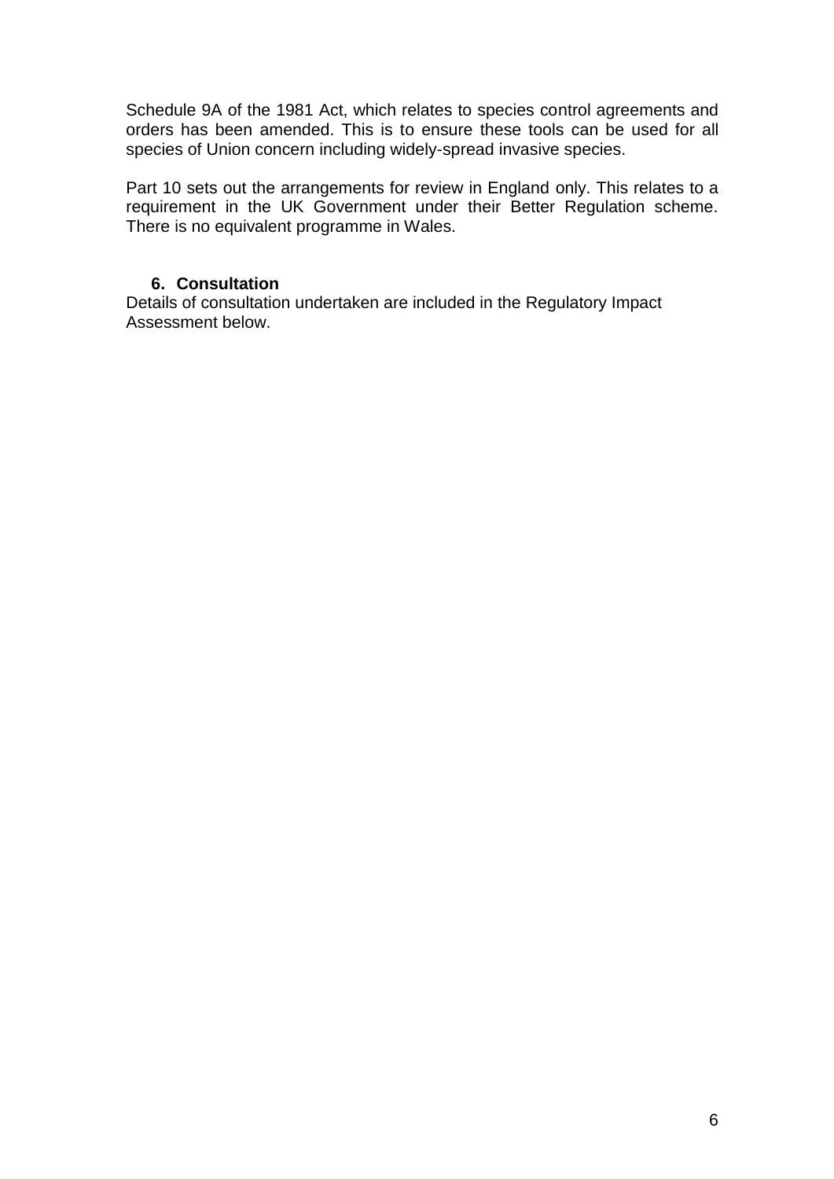Schedule 9A of the 1981 Act, which relates to species control agreements and orders has been amended. This is to ensure these tools can be used for all species of Union concern including widely-spread invasive species.

Part 10 sets out the arrangements for review in England only. This relates to a requirement in the UK Government under their Better Regulation scheme. There is no equivalent programme in Wales.

## 6. Consultation

Details of consultation undertaken are included in the Regulatory Impact Assessment below.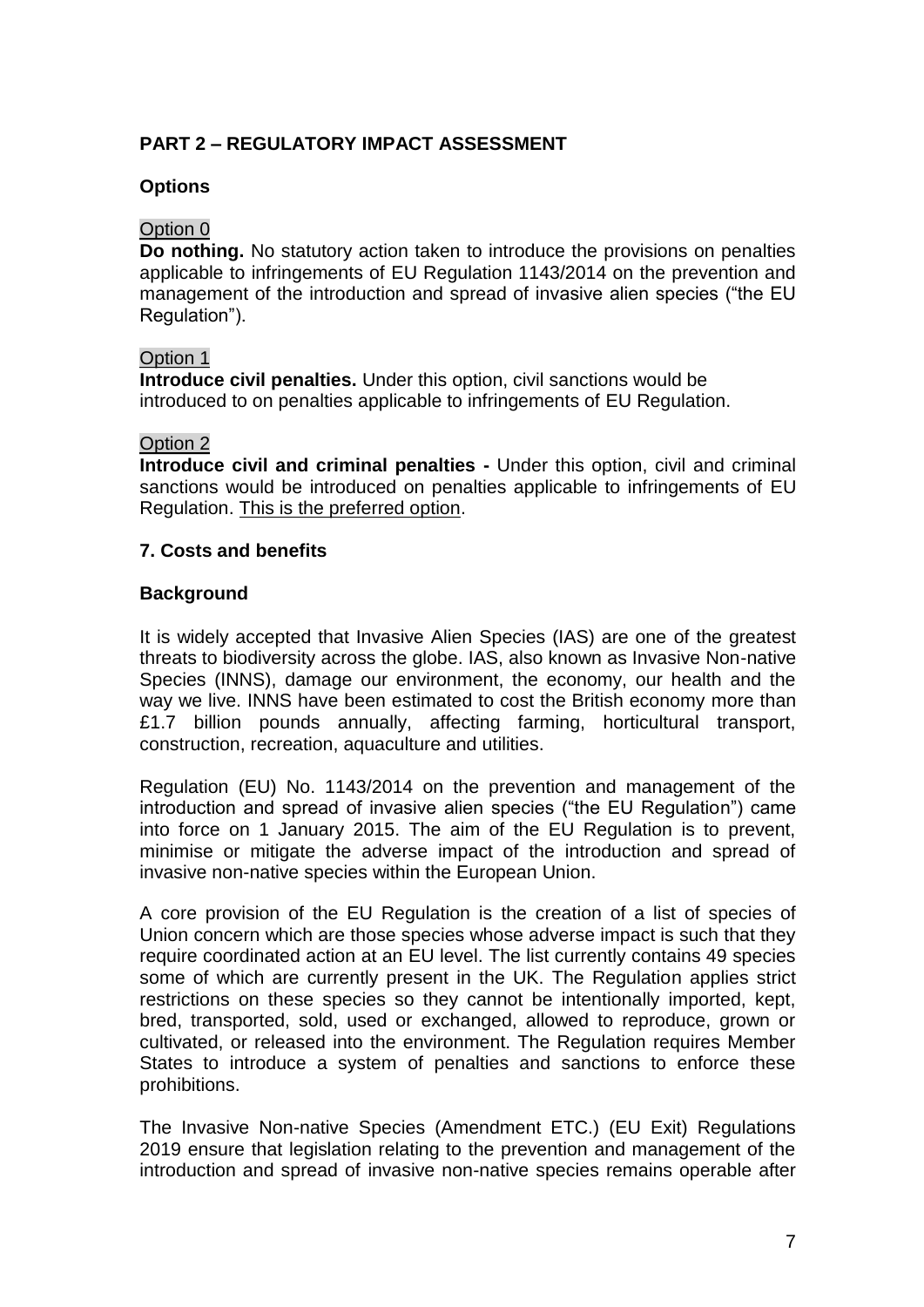## PART 2 – REGULATORY IMPACT ASSESSMENT

### Options

Option 0

**Do nothing.** No statutory action taken to introduce the provisions on penalties applicable to infringements of EU Regulation 1143/2014 on the prevention and management of the introduction and spread of invasive alien species ("the EU Regulation").

Option 1

**Introduce civil penalties.** Under this option, civil sanctions would be introduced to on penalties applicable to infringements of EU Regulation.

Option 2

**Introduce civil and criminal penalties -** Under this option, civil and criminal sanctions would be introduced on penalties applicable to infringements of EU Regulation. <u>This is the preferred option</u>.

### 7. Costs and benefits

### Background

It is widely accepted that Invasive Alien Species (IAS) are one of the greatest threats to biodiversity across the globe. IAS, also known as Invasive Non-native Species (INNS), damage our environment, the economy, our health and the way we live. INNS have been estimated to cost the British economy more than £1.7 billion pounds annually, affecting farming, horticultural transport, construction, recreation, aquaculture and utilities.

Regulation (EU) No. 1143/2014 on the prevention and management of the introduction and spread of invasive alien species ("the EU Regulation") came into force on 1 January 2015. The aim of the EU Regulation is to prevent, minimise or mitigate the adverse impact of the introduction and spread of invasive non-native species within the European Union.

A core provision of the EU Regulation is the creation of a list of species of Union concern which are those species whose adverse impact is such that they require coordinated action at an EU level. The list currently contains 49 species some of which are currently present in the UK. The Regulation applies strict restrictions on these species so they cannot be intentionally imported, kept, bred, transported, sold, used or exchanged, allowed to reproduce, grown or cultivated, or released into the environment. The Regulation requires Member States to introduce a system of penalties and sanctions to enforce these prohibitions.

The Invasive Non-native Species (Amendment ETC.) (EU Exit) Regulations 2019 ensure that legislation relating to the prevention and management of the introduction and spread of invasive non-native species remains operable after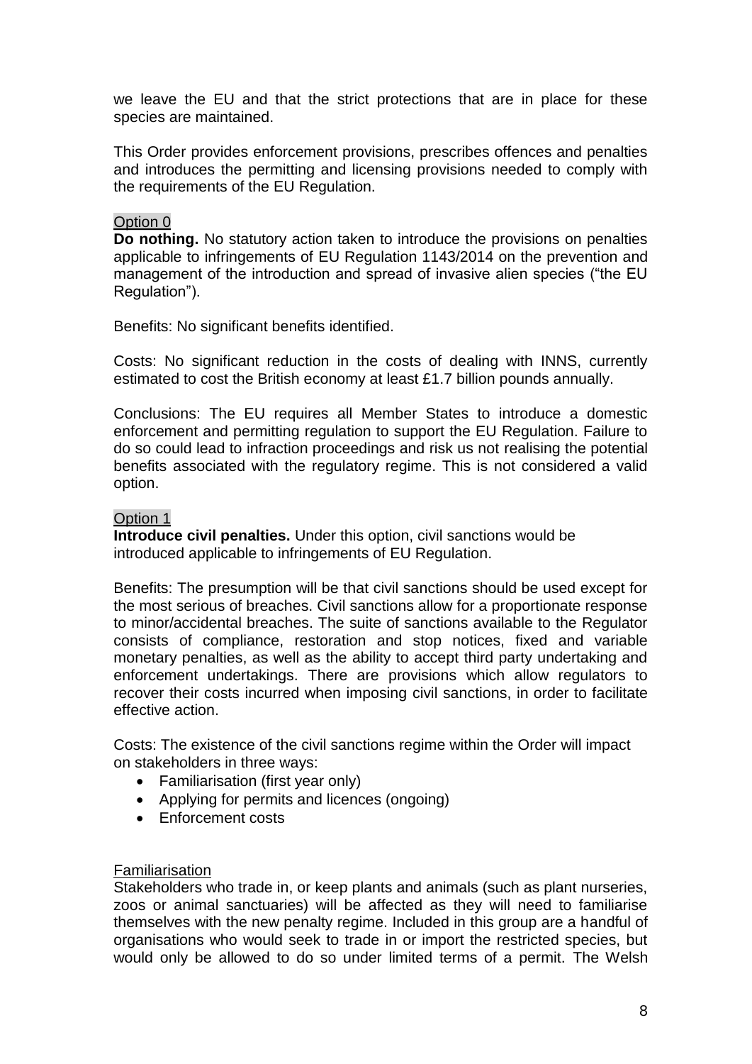we leave the EU and that the strict protections that are in place for these species are maintained.

This Order provides enforcement provisions, prescribes offences and penalties and introduces the permitting and licensing provisions needed to comply with the requirements of the EU Regulation.

Option 0

**Do nothing.** No statutory action taken to introduce the provisions on penalties applicable to infringements of EU Regulation 1143/2014 on the prevention and management of the introduction and spread of invasive alien species ("the EU Regulation").

Benefits: No significant benefits identified.

Costs: No significant reduction in the costs of dealing with INNS, currently estimated to cost the British economy at least £1.7 billion pounds annually.

Conclusions: The EU requires all Member States to introduce a domestic enforcement and permitting regulation to support the EU Regulation. Failure to do so could lead to infraction proceedings and risk us not realising the potential benefits associated with the regulatory regime. This is not considered a valid option.

Option 1

**Introduce civil penalties.** Under this option, civil sanctions would be introduced applicable to infringements of EU Regulation.

Benefits: The presumption will be that civil sanctions should be used except for the most serious of breaches. Civil sanctions allow for a proportionate response to minor/accidental breaches. The suite of sanctions available to the Regulator consists of compliance, restoration and stop notices, fixed and variable monetary penalties, as well as the ability to accept third party undertaking and enforcement undertakings. There are provisions which allow regulators to recover their costs incurred when imposing civil sanctions, in order to facilitate effective action.

Costs: The existence of the civil sanctions regime within the Order will impact on stakeholders in three ways:

- Familiarisation (first year only)
- Applying for permits and licences (ongoing)
- Enforcement costs

Familiarisation

Stakeholders who trade in, or keep plants and animals (such as plant nurseries, zoos or animal sanctuaries) will be affected as they will need to familiarise themselves with the new penalty regime. Included in this group are a handful of organisations who would seek to trade in or import the restricted species, but would only be allowed to do so under limited terms of a permit. The Welsh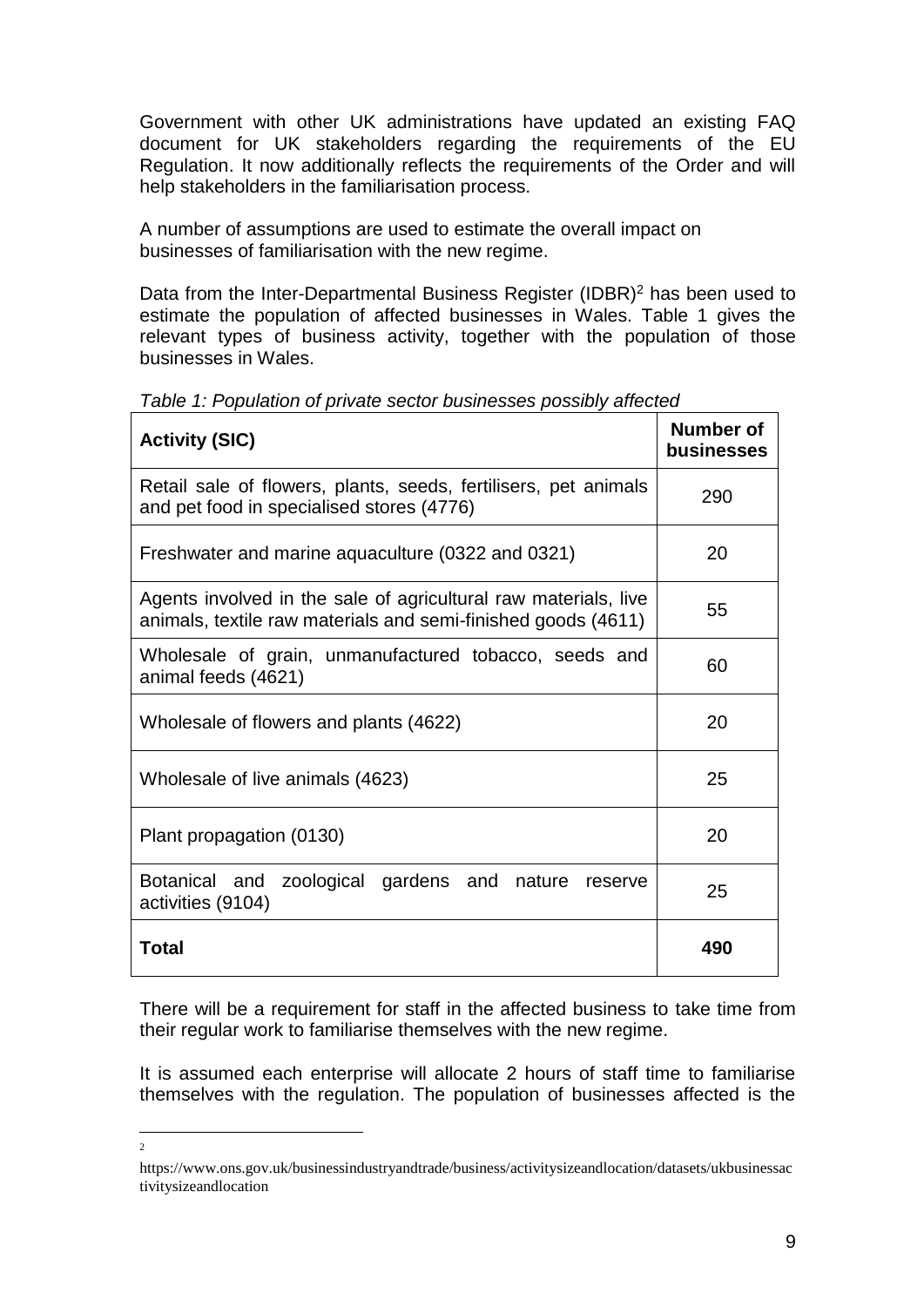Government with other UK administrations have updated an existing FAQ document for UK stakeholders regarding the requirements of the EU Regulation. It now additionally reflects the requirements of the Order and will help stakeholders in the familiarisation process.

A number of assumptions are used to estimate the overall impact on businesses of familiarisation with the new regime.

Data from the Inter-Departmental Business Register (IDBR)[2] has been used to estimate the population of affected businesses in Wales. Table 1 gives the relevant types of business activity, together with the population of those businesses in Wales.

*Table 1: Population of private sector businesses possibly affected*

| Activity (SIC) | Number of businesses |
|---|---|
| Retail sale of flowers, plants, seeds, fertilisers, pet animals and pet food in specialised stores (4776) | 290 |
| Freshwater and marine aquaculture (0322 and 0321) | 20 |
| Agents involved in the sale of agricultural raw materials, live animals, textile raw materials and semi-finished goods (4611) | 55 |
| Wholesale of grain, unmanufactured tobacco, seeds and animal feeds (4621) | 60 |
| Wholesale of flowers and plants (4622) | 20 |
| Wholesale of live animals (4623) | 25 |
| Plant propagation (0130) | 20 |
| Botanical and zoological gardens and nature reserve activities (9104) | 25 |
| **Total** | **490** |

There will be a requirement for staff in the affected business to take time from their regular work to familiarise themselves with the new regime.

It is assumed each enterprise will allocate 2 hours of staff time to familiarise themselves with the regulation. The population of businesses affected is the

[2] https://www.ons.gov.uk/businessindustryandtrade/business/activitysizeandlocation/datasets/ukbusinessactivitysizeandlocation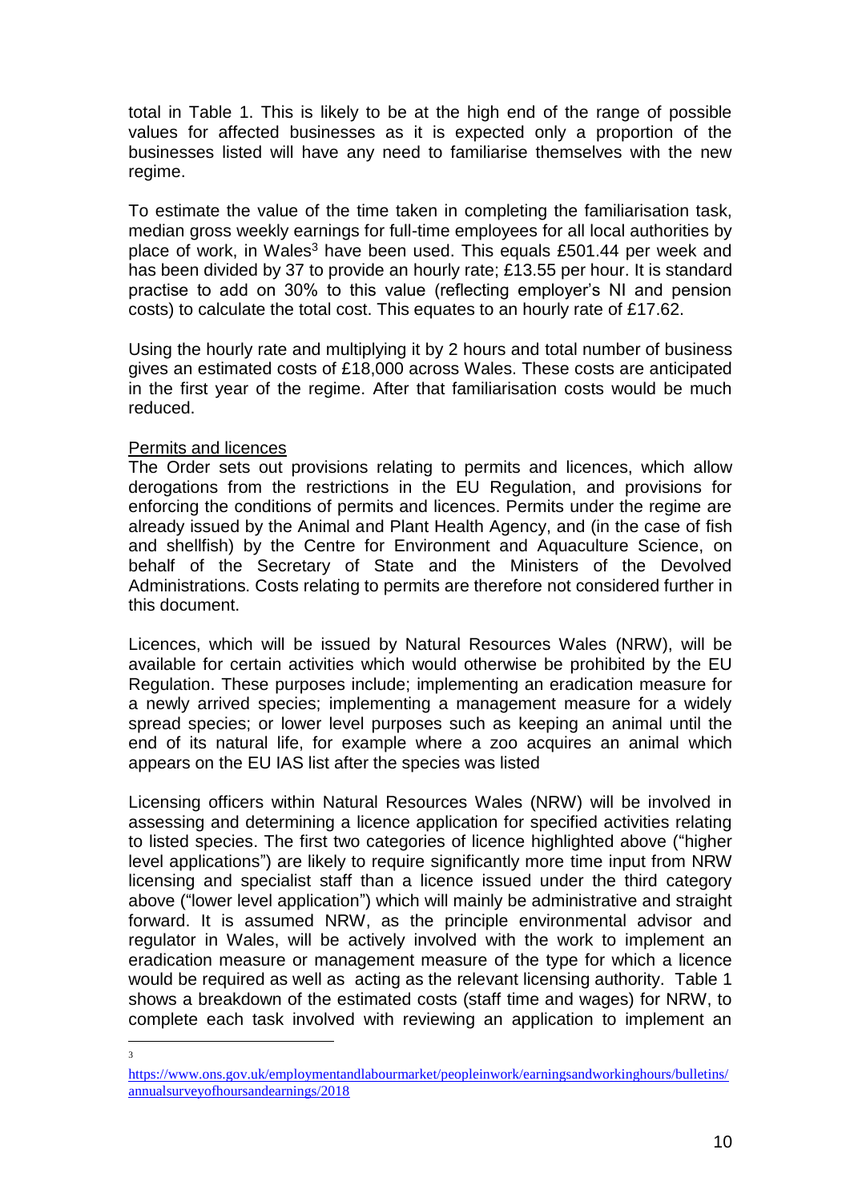total in Table 1. This is likely to be at the high end of the range of possible values for affected businesses as it is expected only a proportion of the businesses listed will have any need to familiarise themselves with the new regime.

To estimate the value of the time taken in completing the familiarisation task, median gross weekly earnings for full-time employees for all local authorities by place of work, in Wales[3] have been used. This equals £501.44 per week and has been divided by 37 to provide an hourly rate; £13.55 per hour. It is standard practise to add on 30% to this value (reflecting employer's NI and pension costs) to calculate the total cost. This equates to an hourly rate of £17.62.

Using the hourly rate and multiplying it by 2 hours and total number of business gives an estimated costs of £18,000 across Wales. These costs are anticipated in the first year of the regime. After that familiarisation costs would be much reduced.

<u>Permits and licences</u>

The Order sets out provisions relating to permits and licences, which allow derogations from the restrictions in the EU Regulation, and provisions for enforcing the conditions of permits and licences. Permits under the regime are already issued by the Animal and Plant Health Agency, and (in the case of fish and shellfish) by the Centre for Environment and Aquaculture Science, on behalf of the Secretary of State and the Ministers of the Devolved Administrations. Costs relating to permits are therefore not considered further in this document.

Licences, which will be issued by Natural Resources Wales (NRW), will be available for certain activities which would otherwise be prohibited by the EU Regulation. These purposes include; implementing an eradication measure for a newly arrived species; implementing a management measure for a widely spread species; or lower level purposes such as keeping an animal until the end of its natural life, for example where a zoo acquires an animal which appears on the EU IAS list after the species was listed

Licensing officers within Natural Resources Wales (NRW) will be involved in assessing and determining a licence application for specified activities relating to listed species. The first two categories of licence highlighted above ("higher level applications") are likely to require significantly more time input from NRW licensing and specialist staff than a licence issued under the third category above ("lower level application") which will mainly be administrative and straight forward. It is assumed NRW, as the principle environmental advisor and regulator in Wales, will be actively involved with the work to implement an eradication measure or management measure of the type for which a licence would be required as well as acting as the relevant licensing authority. Table 1 shows a breakdown of the estimated costs (staff time and wages) for NRW, to complete each task involved with reviewing an application to implement an

---

[3] https://www.ons.gov.uk/employmentandlabourmarket/peopleinwork/earningsandworkinghours/bulletins/annualsurveyofhoursandearnings/2018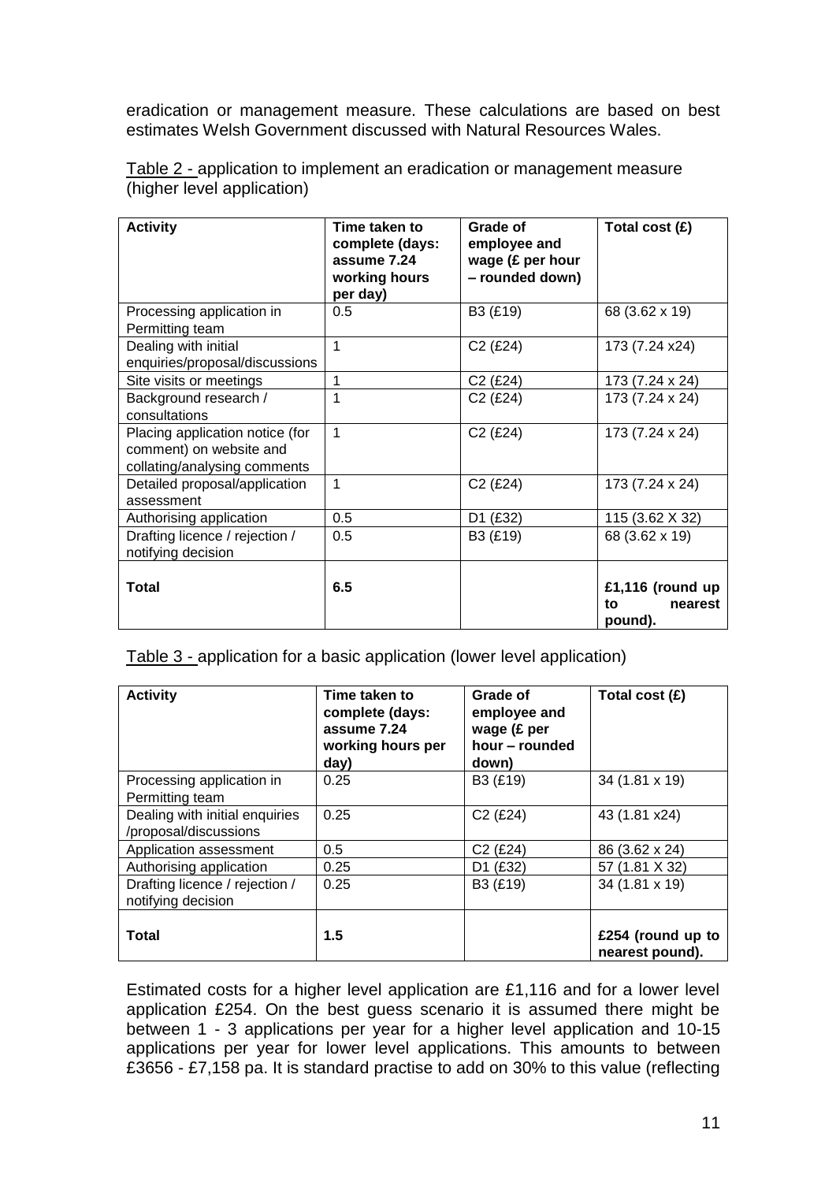eradication or management measure. These calculations are based on best estimates Welsh Government discussed with Natural Resources Wales.

Table 2 - application to implement an eradication or management measure (higher level application)

| Activity | Time taken to complete (days: assume 7.24 working hours per day) | Grade of employee and wage (£ per hour – rounded down) | Total cost (£) |
|---|---|---|---|
| Processing application in Permitting team | 0.5 | B3 (£19) | 68 (3.62 x 19) |
| Dealing with initial enquiries/proposal/discussions | 1 | C2 (£24) | 173 (7.24 x24) |
| Site visits or meetings | 1 | C2 (£24) | 173 (7.24 x 24) |
| Background research / consultations | 1 | C2 (£24) | 173 (7.24 x 24) |
| Placing application notice (for comment) on website and collating/analysing comments | 1 | C2 (£24) | 173 (7.24 x 24) |
| Detailed proposal/application assessment | 1 | C2 (£24) | 173 (7.24 x 24) |
| Authorising application | 0.5 | D1 (£32) | 115 (3.62 X 32) |
| Drafting licence / rejection / notifying decision | 0.5 | B3 (£19) | 68 (3.62 x 19) |
| **Total** | **6.5** | | **£1,116 (round up to nearest pound).** |

Table 3 - application for a basic application (lower level application)

| Activity | Time taken to complete (days: assume 7.24 working hours per day) | Grade of employee and wage (£ per hour – rounded down) | Total cost (£) |
|---|---|---|---|
| Processing application in Permitting team | 0.25 | B3 (£19) | 34 (1.81 x 19) |
| Dealing with initial enquiries /proposal/discussions | 0.25 | C2 (£24) | 43 (1.81 x24) |
| Application assessment | 0.5 | C2 (£24) | 86 (3.62 x 24) |
| Authorising application | 0.25 | D1 (£32) | 57 (1.81 X 32) |
| Drafting licence / rejection / notifying decision | 0.25 | B3 (£19) | 34 (1.81 x 19) |
| **Total** | **1.5** | | **£254 (round up to nearest pound).** |

Estimated costs for a higher level application are £1,116 and for a lower level application £254. On the best guess scenario it is assumed there might be between 1 - 3 applications per year for a higher level application and 10-15 applications per year for lower level applications. This amounts to between £3656 - £7,158 pa. It is standard practise to add on 30% to this value (reflecting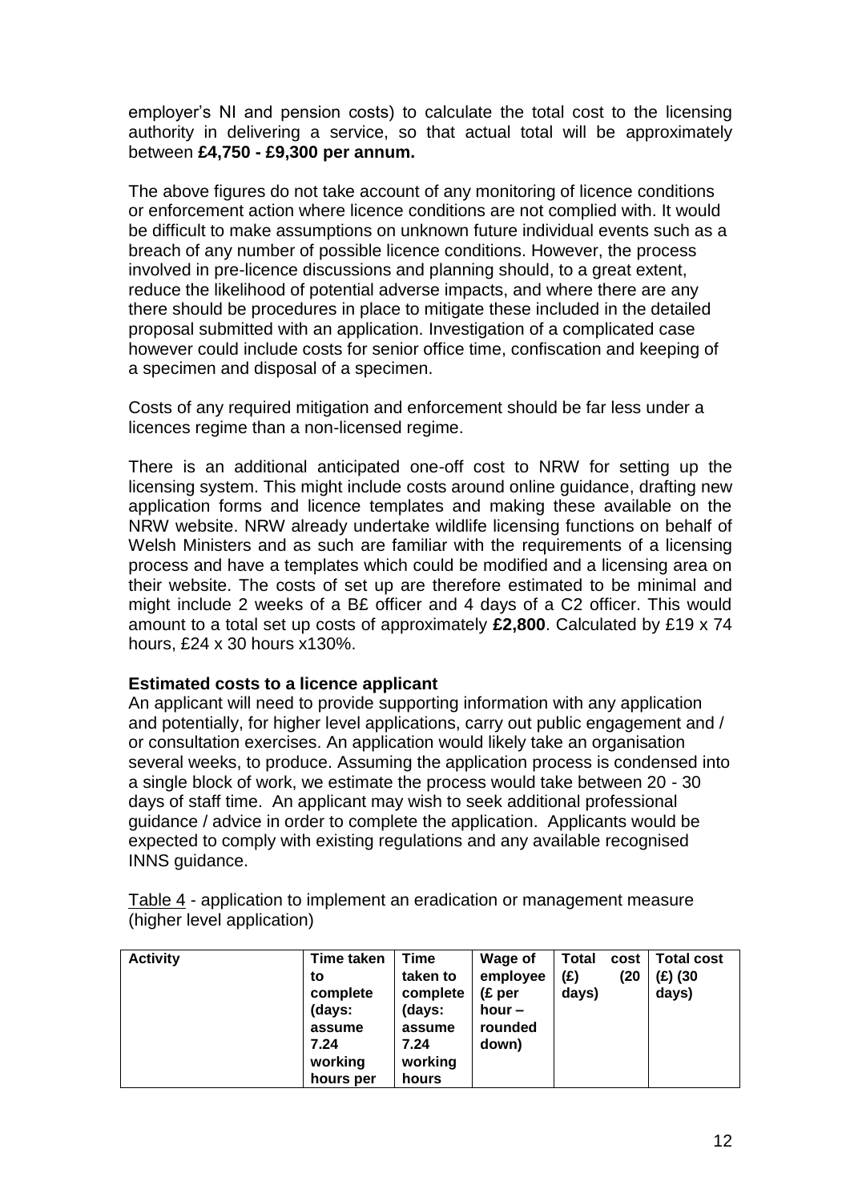employer's NI and pension costs) to calculate the total cost to the licensing authority in delivering a service, so that actual total will be approximately between **£4,750 - £9,300 per annum.**

The above figures do not take account of any monitoring of licence conditions or enforcement action where licence conditions are not complied with. It would be difficult to make assumptions on unknown future individual events such as a breach of any number of possible licence conditions. However, the process involved in pre-licence discussions and planning should, to a great extent, reduce the likelihood of potential adverse impacts, and where there are any there should be procedures in place to mitigate these included in the detailed proposal submitted with an application. Investigation of a complicated case however could include costs for senior office time, confiscation and keeping of a specimen and disposal of a specimen.

Costs of any required mitigation and enforcement should be far less under a licences regime than a non-licensed regime.

There is an additional anticipated one-off cost to NRW for setting up the licensing system. This might include costs around online guidance, drafting new application forms and licence templates and making these available on the NRW website. NRW already undertake wildlife licensing functions on behalf of Welsh Ministers and as such are familiar with the requirements of a licensing process and have a templates which could be modified and a licensing area on their website. The costs of set up are therefore estimated to be minimal and might include 2 weeks of a B£ officer and 4 days of a C2 officer. This would amount to a total set up costs of approximately **£2,800**. Calculated by £19 x 74 hours, £24 x 30 hours x130%.

**Estimated costs to a licence applicant**

An applicant will need to provide supporting information with any application and potentially, for higher level applications, carry out public engagement and / or consultation exercises. An application would likely take an organisation several weeks, to produce. Assuming the application process is condensed into a single block of work, we estimate the process would take between 20 - 30 days of staff time. An applicant may wish to seek additional professional guidance / advice in order to complete the application. Applicants would be expected to comply with existing regulations and any available recognised INNS guidance.

Table 4 - application to implement an eradication or management measure (higher level application)

| Activity | Time taken to complete (days: assume 7.24 working hours per | Time taken to complete (days: assume 7.24 working hours | Wage of employee (£ per hour – rounded down) | Total cost (£) (20 days) | Total cost (£) (30 days) |
|---|---|---|---|---|---|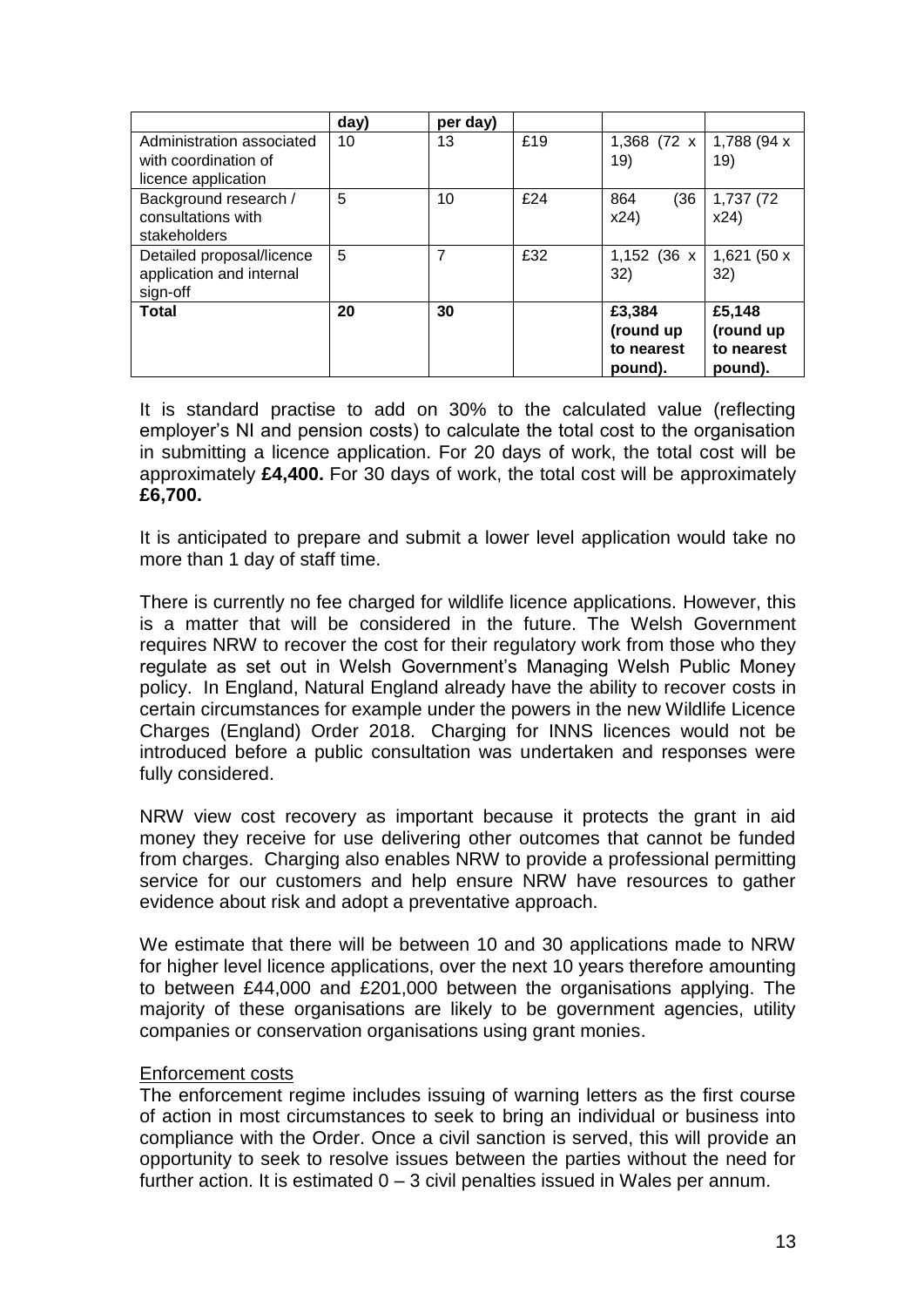| | day) | per day) | | | |
|---|---|---|---|---|---|
| Administration associated with coordination of licence application | 10 | 13 | £19 | 1,368 (72 x 19) | 1,788 (94 x 19) |
| Background research / consultations with stakeholders | 5 | 10 | £24 | 864 (36 x24) | 1,737 (72 x24) |
| Detailed proposal/licence application and internal sign-off | 5 | 7 | £32 | 1,152 (36 x 32) | 1,621 (50 x 32) |
| **Total** | **20** | **30** | | **£3,384 (round up to nearest pound).** | **£5,148 (round up to nearest pound).** |

It is standard practise to add on 30% to the calculated value (reflecting employer's NI and pension costs) to calculate the total cost to the organisation in submitting a licence application. For 20 days of work, the total cost will be approximately **£4,400.** For 30 days of work, the total cost will be approximately **£6,700.**

It is anticipated to prepare and submit a lower level application would take no more than 1 day of staff time.

There is currently no fee charged for wildlife licence applications. However, this is a matter that will be considered in the future. The Welsh Government requires NRW to recover the cost for their regulatory work from those who they regulate as set out in Welsh Government's Managing Welsh Public Money policy. In England, Natural England already have the ability to recover costs in certain circumstances for example under the powers in the new Wildlife Licence Charges (England) Order 2018. Charging for INNS licences would not be introduced before a public consultation was undertaken and responses were fully considered.

NRW view cost recovery as important because it protects the grant in aid money they receive for use delivering other outcomes that cannot be funded from charges. Charging also enables NRW to provide a professional permitting service for our customers and help ensure NRW have resources to gather evidence about risk and adopt a preventative approach.

We estimate that there will be between 10 and 30 applications made to NRW for higher level licence applications, over the next 10 years therefore amounting to between £44,000 and £201,000 between the organisations applying. The majority of these organisations are likely to be government agencies, utility companies or conservation organisations using grant monies.

Enforcement costs

The enforcement regime includes issuing of warning letters as the first course of action in most circumstances to seek to bring an individual or business into compliance with the Order. Once a civil sanction is served, this will provide an opportunity to seek to resolve issues between the parties without the need for further action. It is estimated 0 – 3 civil penalties issued in Wales per annum.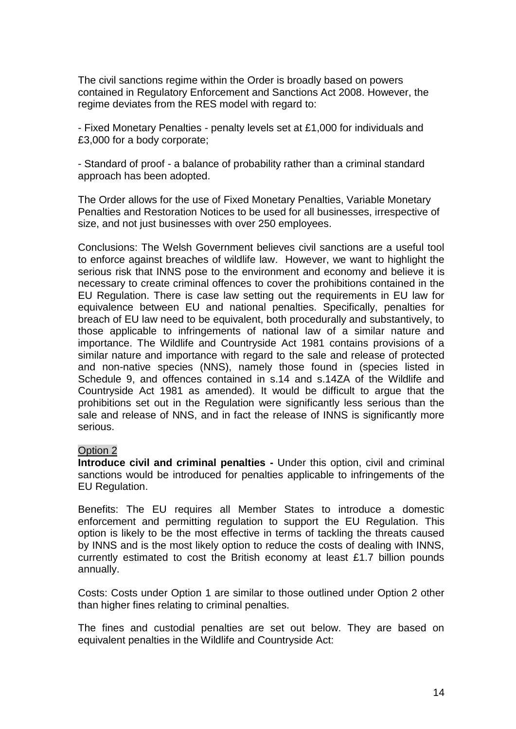The civil sanctions regime within the Order is broadly based on powers contained in Regulatory Enforcement and Sanctions Act 2008. However, the regime deviates from the RES model with regard to:

- Fixed Monetary Penalties - penalty levels set at £1,000 for individuals and £3,000 for a body corporate;

- Standard of proof - a balance of probability rather than a criminal standard approach has been adopted.

The Order allows for the use of Fixed Monetary Penalties, Variable Monetary Penalties and Restoration Notices to be used for all businesses, irrespective of size, and not just businesses with over 250 employees.

Conclusions: The Welsh Government believes civil sanctions are a useful tool to enforce against breaches of wildlife law. However, we want to highlight the serious risk that INNS pose to the environment and economy and believe it is necessary to create criminal offences to cover the prohibitions contained in the EU Regulation. There is case law setting out the requirements in EU law for equivalence between EU and national penalties. Specifically, penalties for breach of EU law need to be equivalent, both procedurally and substantively, to those applicable to infringements of national law of a similar nature and importance. The Wildlife and Countryside Act 1981 contains provisions of a similar nature and importance with regard to the sale and release of protected and non-native species (NNS), namely those found in (species listed in Schedule 9, and offences contained in s.14 and s.14ZA of the Wildlife and Countryside Act 1981 as amended). It would be difficult to argue that the prohibitions set out in the Regulation were significantly less serious than the sale and release of NNS, and in fact the release of INNS is significantly more serious.

Option 2

**Introduce civil and criminal penalties -** Under this option, civil and criminal sanctions would be introduced for penalties applicable to infringements of the EU Regulation.

Benefits: The EU requires all Member States to introduce a domestic enforcement and permitting regulation to support the EU Regulation. This option is likely to be the most effective in terms of tackling the threats caused by INNS and is the most likely option to reduce the costs of dealing with INNS, currently estimated to cost the British economy at least £1.7 billion pounds annually.

Costs: Costs under Option 1 are similar to those outlined under Option 2 other than higher fines relating to criminal penalties.

The fines and custodial penalties are set out below. They are based on equivalent penalties in the Wildlife and Countryside Act: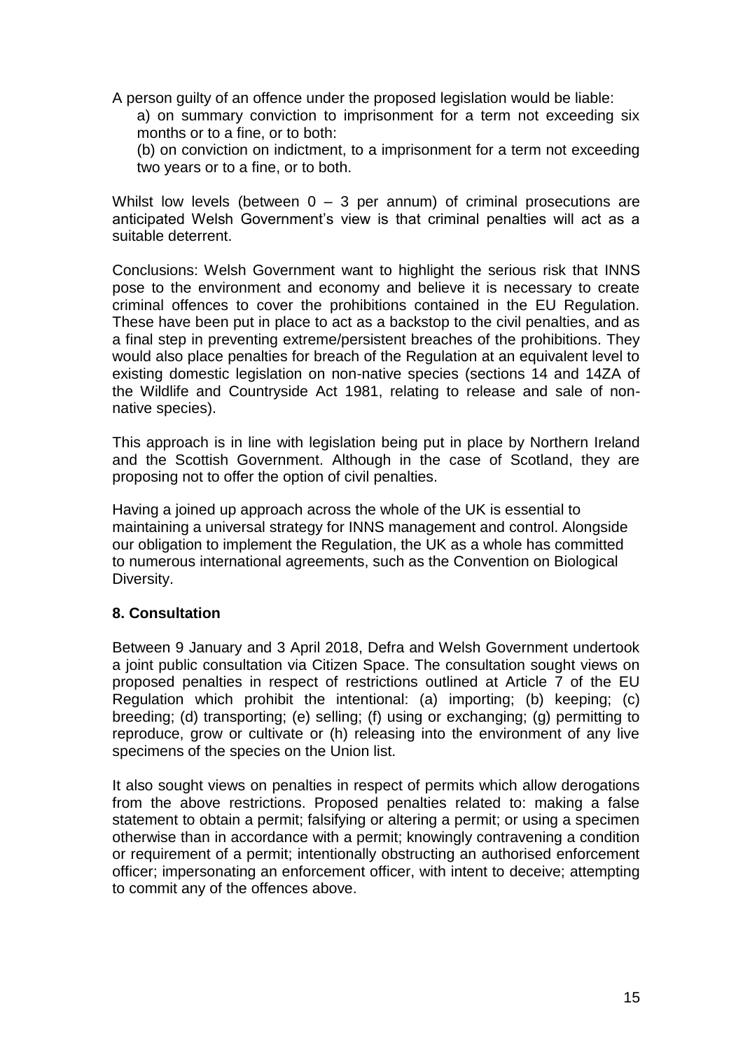A person guilty of an offence under the proposed legislation would be liable:

a) on summary conviction to imprisonment for a term not exceeding six months or to a fine, or to both:

(b) on conviction on indictment, to a imprisonment for a term not exceeding two years or to a fine, or to both.

Whilst low levels (between 0 – 3 per annum) of criminal prosecutions are anticipated Welsh Government's view is that criminal penalties will act as a suitable deterrent.

Conclusions: Welsh Government want to highlight the serious risk that INNS pose to the environment and economy and believe it is necessary to create criminal offences to cover the prohibitions contained in the EU Regulation. These have been put in place to act as a backstop to the civil penalties, and as a final step in preventing extreme/persistent breaches of the prohibitions. They would also place penalties for breach of the Regulation at an equivalent level to existing domestic legislation on non-native species (sections 14 and 14ZA of the Wildlife and Countryside Act 1981, relating to release and sale of non-native species).

This approach is in line with legislation being put in place by Northern Ireland and the Scottish Government. Although in the case of Scotland, they are proposing not to offer the option of civil penalties.

Having a joined up approach across the whole of the UK is essential to maintaining a universal strategy for INNS management and control. Alongside our obligation to implement the Regulation, the UK as a whole has committed to numerous international agreements, such as the Convention on Biological Diversity.

## 8. Consultation

Between 9 January and 3 April 2018, Defra and Welsh Government undertook a joint public consultation via Citizen Space. The consultation sought views on proposed penalties in respect of restrictions outlined at Article 7 of the EU Regulation which prohibit the intentional: (a) importing; (b) keeping; (c) breeding; (d) transporting; (e) selling; (f) using or exchanging; (g) permitting to reproduce, grow or cultivate or (h) releasing into the environment of any live specimens of the species on the Union list.

It also sought views on penalties in respect of permits which allow derogations from the above restrictions. Proposed penalties related to: making a false statement to obtain a permit; falsifying or altering a permit; or using a specimen otherwise than in accordance with a permit; knowingly contravening a condition or requirement of a permit; intentionally obstructing an authorised enforcement officer; impersonating an enforcement officer, with intent to deceive; attempting to commit any of the offences above.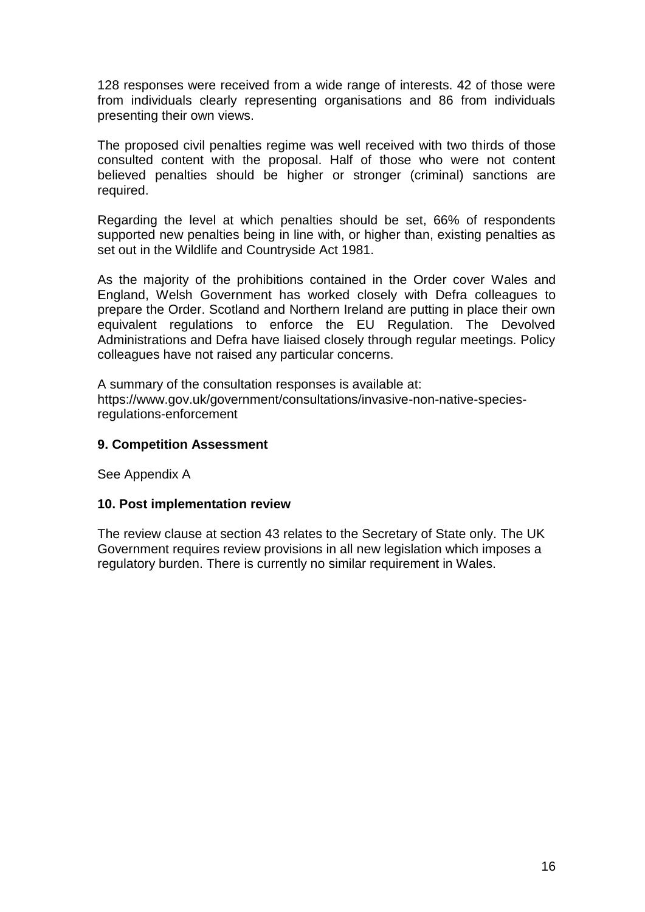128 responses were received from a wide range of interests. 42 of those were from individuals clearly representing organisations and 86 from individuals presenting their own views.

The proposed civil penalties regime was well received with two thirds of those consulted content with the proposal. Half of those who were not content believed penalties should be higher or stronger (criminal) sanctions are required.

Regarding the level at which penalties should be set, 66% of respondents supported new penalties being in line with, or higher than, existing penalties as set out in the Wildlife and Countryside Act 1981.

As the majority of the prohibitions contained in the Order cover Wales and England, Welsh Government has worked closely with Defra colleagues to prepare the Order. Scotland and Northern Ireland are putting in place their own equivalent regulations to enforce the EU Regulation. The Devolved Administrations and Defra have liaised closely through regular meetings. Policy colleagues have not raised any particular concerns.

A summary of the consultation responses is available at:
https://www.gov.uk/government/consultations/invasive-non-native-species-regulations-enforcement

### 9. Competition Assessment

See Appendix A

### 10. Post implementation review

The review clause at section 43 relates to the Secretary of State only. The UK Government requires review provisions in all new legislation which imposes a regulatory burden. There is currently no similar requirement in Wales.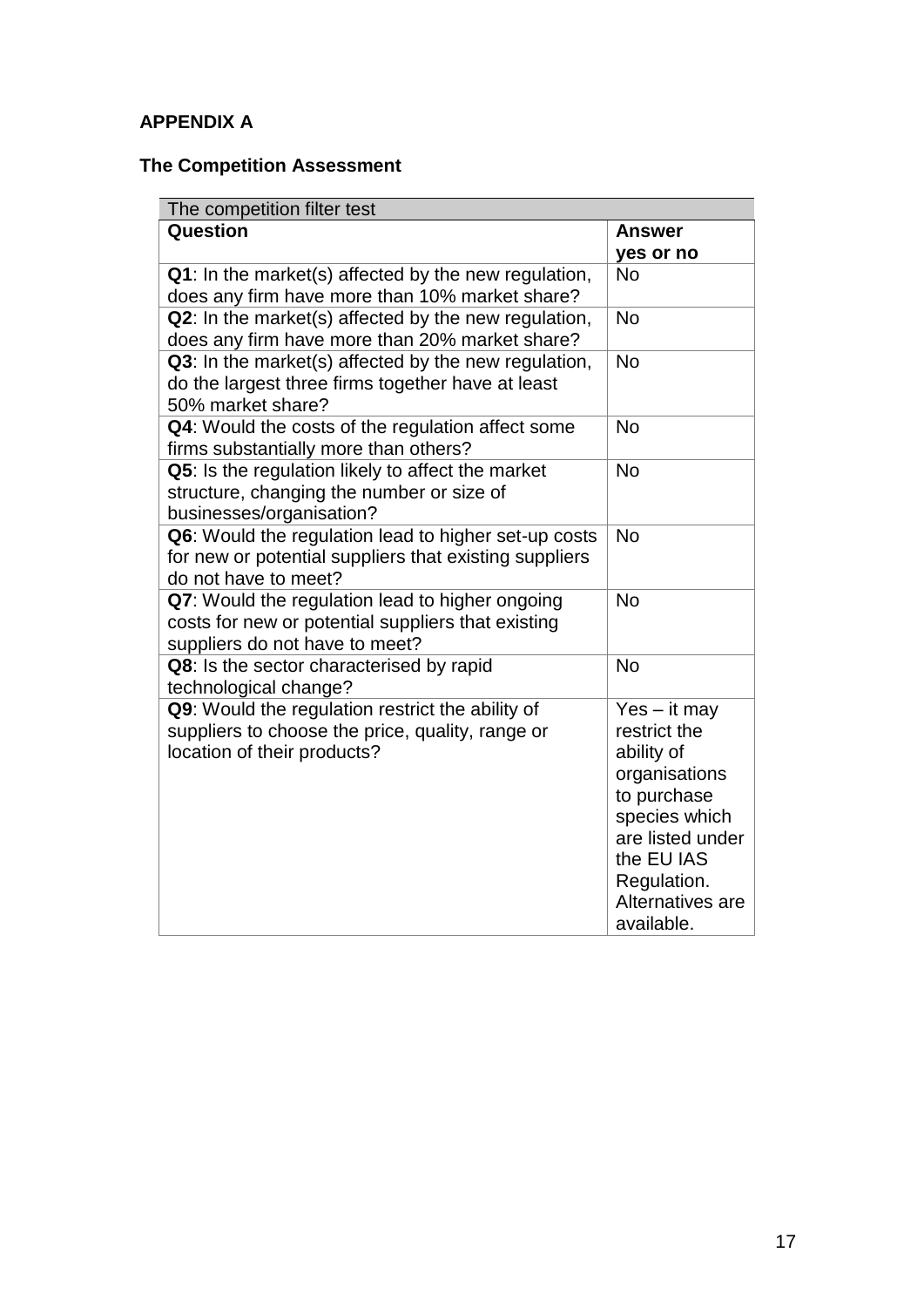## APPENDIX A

### The Competition Assessment

| The competition filter test | |
|---|---|
| **Question** | **Answer yes or no** |
| **Q1**: In the market(s) affected by the new regulation, does any firm have more than 10% market share? | No |
| **Q2**: In the market(s) affected by the new regulation, does any firm have more than 20% market share? | No |
| **Q3**: In the market(s) affected by the new regulation, do the largest three firms together have at least 50% market share? | No |
| **Q4**: Would the costs of the regulation affect some firms substantially more than others? | No |
| **Q5**: Is the regulation likely to affect the market structure, changing the number or size of businesses/organisation? | No |
| **Q6**: Would the regulation lead to higher set-up costs for new or potential suppliers that existing suppliers do not have to meet? | No |
| **Q7**: Would the regulation lead to higher ongoing costs for new or potential suppliers that existing suppliers do not have to meet? | No |
| **Q8**: Is the sector characterised by rapid technological change? | No |
| **Q9**: Would the regulation restrict the ability of suppliers to choose the price, quality, range or location of their products? | Yes – it may restrict the ability of organisations to purchase species which are listed under the EU IAS Regulation. Alternatives are available. |